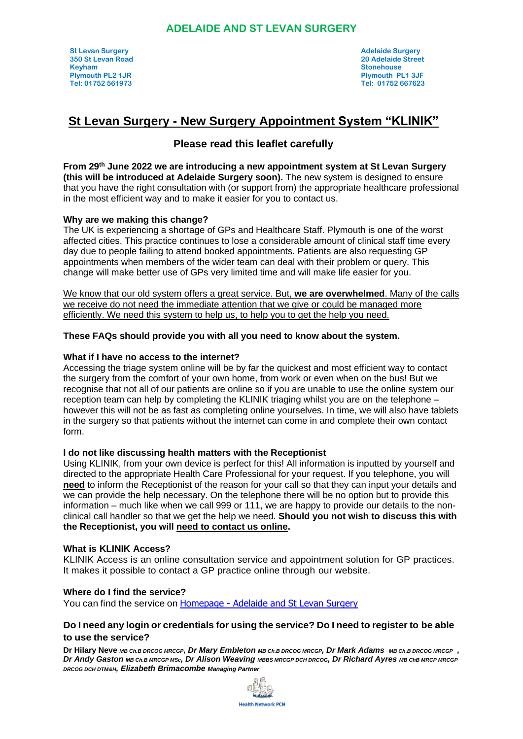# ADELAIDE AND ST LEVAN SURGERY

**St Levan Surgery**
**350 St Levan Road**
**Keyham**
**Plymouth PL2 1JR**
**Tel: 01752 561973**

**Adelaide Surgery**
**20 Adelaide Street**
**Stonehouse**
**Plymouth PL1 3JF**
**Tel: 01752 667623**

## St Levan Surgery - New Surgery Appointment System "KLINIK"

### Please read this leaflet carefully

**From 29th June 2022 we are introducing a new appointment system at St Levan Surgery (this will be introduced at Adelaide Surgery soon).** The new system is designed to ensure that you have the right consultation with (or support from) the appropriate healthcare professional in the most efficient way and to make it easier for you to contact us.

**Why are we making this change?**
The UK is experiencing a shortage of GPs and Healthcare Staff. Plymouth is one of the worst affected cities. This practice continues to lose a considerable amount of clinical staff time every day due to people failing to attend booked appointments. Patients are also requesting GP appointments when members of the wider team can deal with their problem or query. This change will make better use of GPs very limited time and will make life easier for you.

We know that our old system offers a great service. But, **we are overwhelmed**. Many of the calls we receive do not need the immediate attention that we give or could be managed more efficiently. We need this system to help us, to help you to get the help you need.

**These FAQs should provide you with all you need to know about the system.**

**What if I have no access to the internet?**
Accessing the triage system online will be by far the quickest and most efficient way to contact the surgery from the comfort of your own home, from work or even when on the bus! But we recognise that not all of our patients are online so if you are unable to use the online system our reception team can help by completing the KLINIK triaging whilst you are on the telephone – however this will not be as fast as completing online yourselves. In time, we will also have tablets in the surgery so that patients without the internet can come in and complete their own contact form.

**I do not like discussing health matters with the Receptionist**
Using KLINIK, from your own device is perfect for this! All information is inputted by yourself and directed to the appropriate Health Care Professional for your request. If you telephone, you will **need** to inform the Receptionist of the reason for your call so that they can input your details and we can provide the help necessary. On the telephone there will be no option but to provide this information – much like when we call 999 or 111, we are happy to provide our details to the non-clinical call handler so that we get the help we need. **Should you not wish to discuss this with the Receptionist, you will need to contact us online.**

**What is KLINIK Access?**
KLINIK Access is an online consultation service and appointment solution for GP practices. It makes it possible to contact a GP practice online through our website.

**Where do I find the service?**
You can find the service on [Homepage - Adelaide and St Levan Surgery]

**Do I need any login or credentials for using the service? Do I need to register to be able to use the service?**

**Dr Hilary Neve** *MB Ch.B DRCOG MRCGP*, ***Dr Mary Embleton*** *MB Ch.B DRCOG MRCGP*, ***Dr Mark Adams*** *MB Ch.B DRCOG MRCGP*, ***Dr Andy Gaston*** *MB Ch.B MRCGP MSc*, ***Dr Alison Weaving*** *MBBS MRCGP DCH DRCOG*, ***Dr Richard Ayres*** *MB ChB MRCP MRCGP DRCOG DCH DTM&H*, ***Elizabeth Brimacombe*** *Managing Partner*

Health Network PCN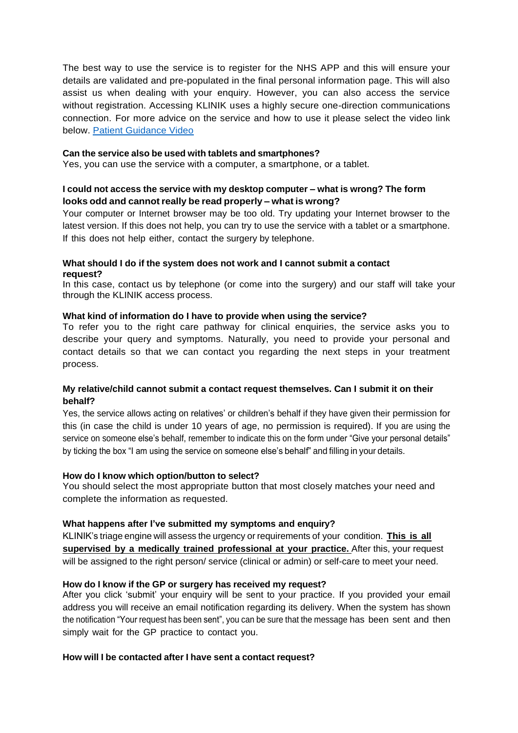The best way to use the service is to register for the NHS APP and this will ensure your details are validated and pre-populated in the final personal information page. This will also assist us when dealing with your enquiry. However, you can also access the service without registration. Accessing KLINIK uses a highly secure one-direction communications connection. For more advice on the service and how to use it please select the video link below. [Patient Guidance Video]

**Can the service also be used with tablets and smartphones?**
Yes, you can use the service with a computer, a smartphone, or a tablet.

**I could not access the service with my desktop computer – what is wrong? The form looks odd and cannot really be read properly – what is wrong?**
Your computer or Internet browser may be too old. Try updating your Internet browser to the latest version. If this does not help, you can try to use the service with a tablet or a smartphone. If this does not help either, contact the surgery by telephone.

**What should I do if the system does not work and I cannot submit a contact request?**
In this case, contact us by telephone (or come into the surgery) and our staff will take your through the KLINIK access process.

**What kind of information do I have to provide when using the service?**
To refer you to the right care pathway for clinical enquiries, the service asks you to describe your query and symptoms. Naturally, you need to provide your personal and contact details so that we can contact you regarding the next steps in your treatment process.

**My relative/child cannot submit a contact request themselves. Can I submit it on their behalf?**
Yes, the service allows acting on relatives' or children's behalf if they have given their permission for this (in case the child is under 10 years of age, no permission is required). If you are using the service on someone else's behalf, remember to indicate this on the form under "Give your personal details" by ticking the box "I am using the service on someone else's behalf" and filling in your details.

**How do I know which option/button to select?**
You should select the most appropriate button that most closely matches your need and complete the information as requested.

**What happens after I've submitted my symptoms and enquiry?**
KLINIK's triage engine will assess the urgency or requirements of your condition. **<u>This is all supervised by a medically trained professional at your practice.</u>** After this, your request will be assigned to the right person/ service (clinical or admin) or self-care to meet your need.

**How do I know if the GP or surgery has received my request?**
After you click 'submit' your enquiry will be sent to your practice. If you provided your email address you will receive an email notification regarding its delivery. When the system has shown the notification "Your request has been sent", you can be sure that the message has been sent and then simply wait for the GP practice to contact you.

**How will I be contacted after I have sent a contact request?**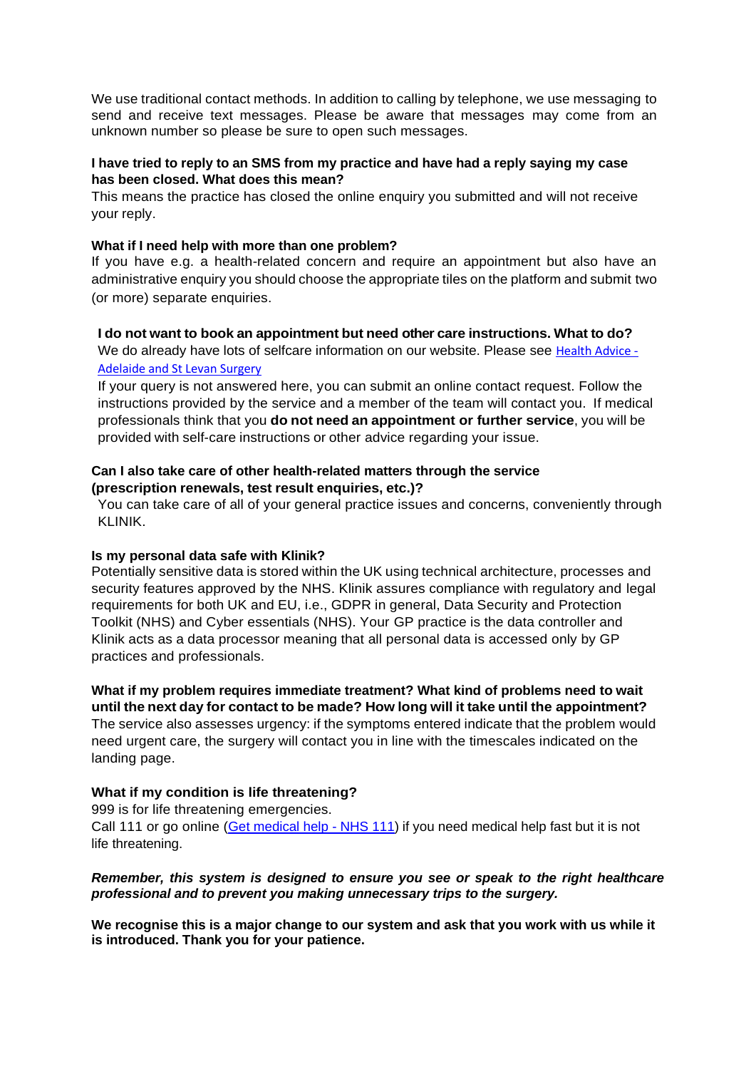We use traditional contact methods. In addition to calling by telephone, we use messaging to send and receive text messages. Please be aware that messages may come from an unknown number so please be sure to open such messages.

**I have tried to reply to an SMS from my practice and have had a reply saying my case has been closed. What does this mean?**

This means the practice has closed the online enquiry you submitted and will not receive your reply.

**What if I need help with more than one problem?**

If you have e.g. a health-related concern and require an appointment but also have an administrative enquiry you should choose the appropriate tiles on the platform and submit two (or more) separate enquiries.

**I do not want to book an appointment but need other care instructions. What to do?**

We do already have lots of selfcare information on our website. Please see [Health Advice - Adelaide and St Levan Surgery]()

If your query is not answered here, you can submit an online contact request. Follow the instructions provided by the service and a member of the team will contact you. If medical professionals think that you **do not need an appointment or further service**, you will be provided with self-care instructions or other advice regarding your issue.

**Can I also take care of other health-related matters through the service (prescription renewals, test result enquiries, etc.)?**

You can take care of all of your general practice issues and concerns, conveniently through KLINIK.

**Is my personal data safe with Klinik?**

Potentially sensitive data is stored within the UK using technical architecture, processes and security features approved by the NHS. Klinik assures compliance with regulatory and legal requirements for both UK and EU, i.e., GDPR in general, Data Security and Protection Toolkit (NHS) and Cyber essentials (NHS). Your GP practice is the data controller and Klinik acts as a data processor meaning that all personal data is accessed only by GP practices and professionals.

**What if my problem requires immediate treatment? What kind of problems need to wait until the next day for contact to be made? How long will it take until the appointment?**

The service also assesses urgency: if the symptoms entered indicate that the problem would need urgent care, the surgery will contact you in line with the timescales indicated on the landing page.

**What if my condition is life threatening?**

999 is for life threatening emergencies.

Call 111 or go online ([Get medical help - NHS 111]()) if you need medical help fast but it is not life threatening.

***Remember, this system is designed to ensure you see or speak to the right healthcare professional and to prevent you making unnecessary trips to the surgery.***

**We recognise this is a major change to our system and ask that you work with us while it is introduced. Thank you for your patience.**